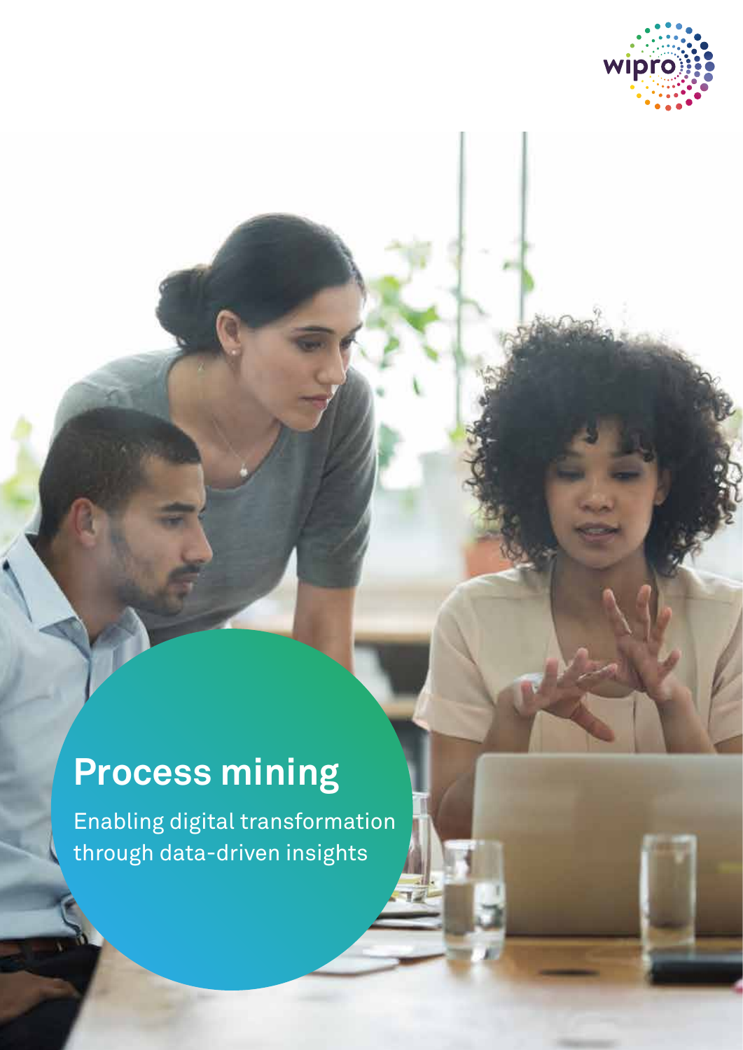# Process mining

Enabling digital transformation through data-driven insights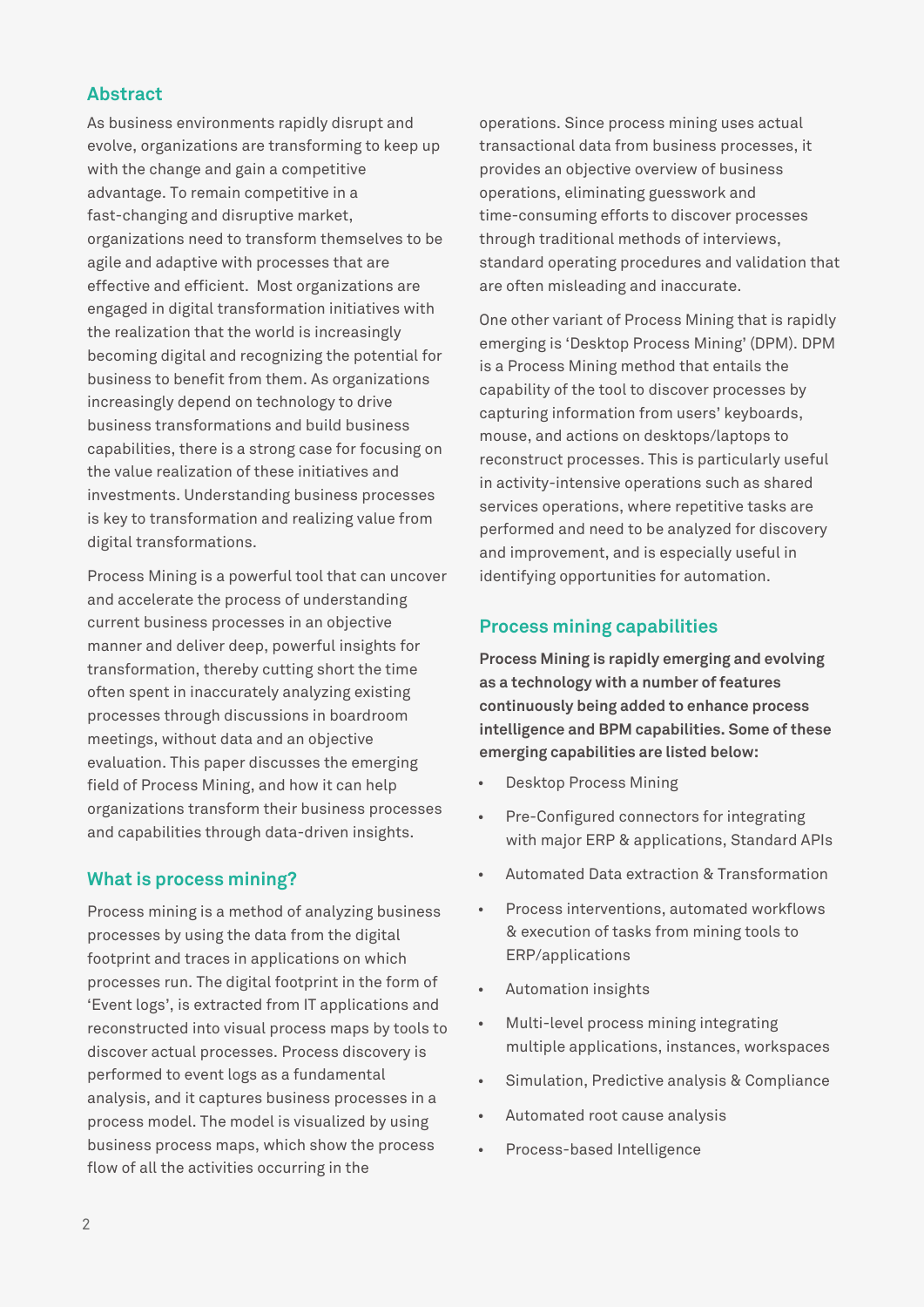## Abstract

As business environments rapidly disrupt and evolve, organizations are transforming to keep up with the change and gain a competitive advantage. To remain competitive in a fast-changing and disruptive market, organizations need to transform themselves to be agile and adaptive with processes that are effective and efficient. Most organizations are engaged in digital transformation initiatives with the realization that the world is increasingly becoming digital and recognizing the potential for business to benefit from them. As organizations increasingly depend on technology to drive business transformations and build business capabilities, there is a strong case for focusing on the value realization of these initiatives and investments. Understanding business processes is key to transformation and realizing value from digital transformations.

Process Mining is a powerful tool that can uncover and accelerate the process of understanding current business processes in an objective manner and deliver deep, powerful insights for transformation, thereby cutting short the time often spent in inaccurately analyzing existing processes through discussions in boardroom meetings, without data and an objective evaluation. This paper discusses the emerging field of Process Mining, and how it can help organizations transform their business processes and capabilities through data-driven insights.

## What is process mining?

Process mining is a method of analyzing business processes by using the data from the digital footprint and traces in applications on which processes run. The digital footprint in the form of 'Event logs', is extracted from IT applications and reconstructed into visual process maps by tools to discover actual processes. Process discovery is performed to event logs as a fundamental analysis, and it captures business processes in a process model. The model is visualized by using business process maps, which show the process flow of all the activities occurring in the operations. Since process mining uses actual transactional data from business processes, it provides an objective overview of business operations, eliminating guesswork and time-consuming efforts to discover processes through traditional methods of interviews, standard operating procedures and validation that are often misleading and inaccurate.

One other variant of Process Mining that is rapidly emerging is 'Desktop Process Mining' (DPM). DPM is a Process Mining method that entails the capability of the tool to discover processes by capturing information from users' keyboards, mouse, and actions on desktops/laptops to reconstruct processes. This is particularly useful in activity-intensive operations such as shared services operations, where repetitive tasks are performed and need to be analyzed for discovery and improvement, and is especially useful in identifying opportunities for automation.

## Process mining capabilities

**Process Mining is rapidly emerging and evolving as a technology with a number of features continuously being added to enhance process intelligence and BPM capabilities. Some of these emerging capabilities are listed below:**

- Desktop Process Mining
- Pre-Configured connectors for integrating with major ERP & applications, Standard APIs
- Automated Data extraction & Transformation
- Process interventions, automated workflows & execution of tasks from mining tools to ERP/applications
- Automation insights
- Multi-level process mining integrating multiple applications, instances, workspaces
- Simulation, Predictive analysis & Compliance
- Automated root cause analysis
- Process-based Intelligence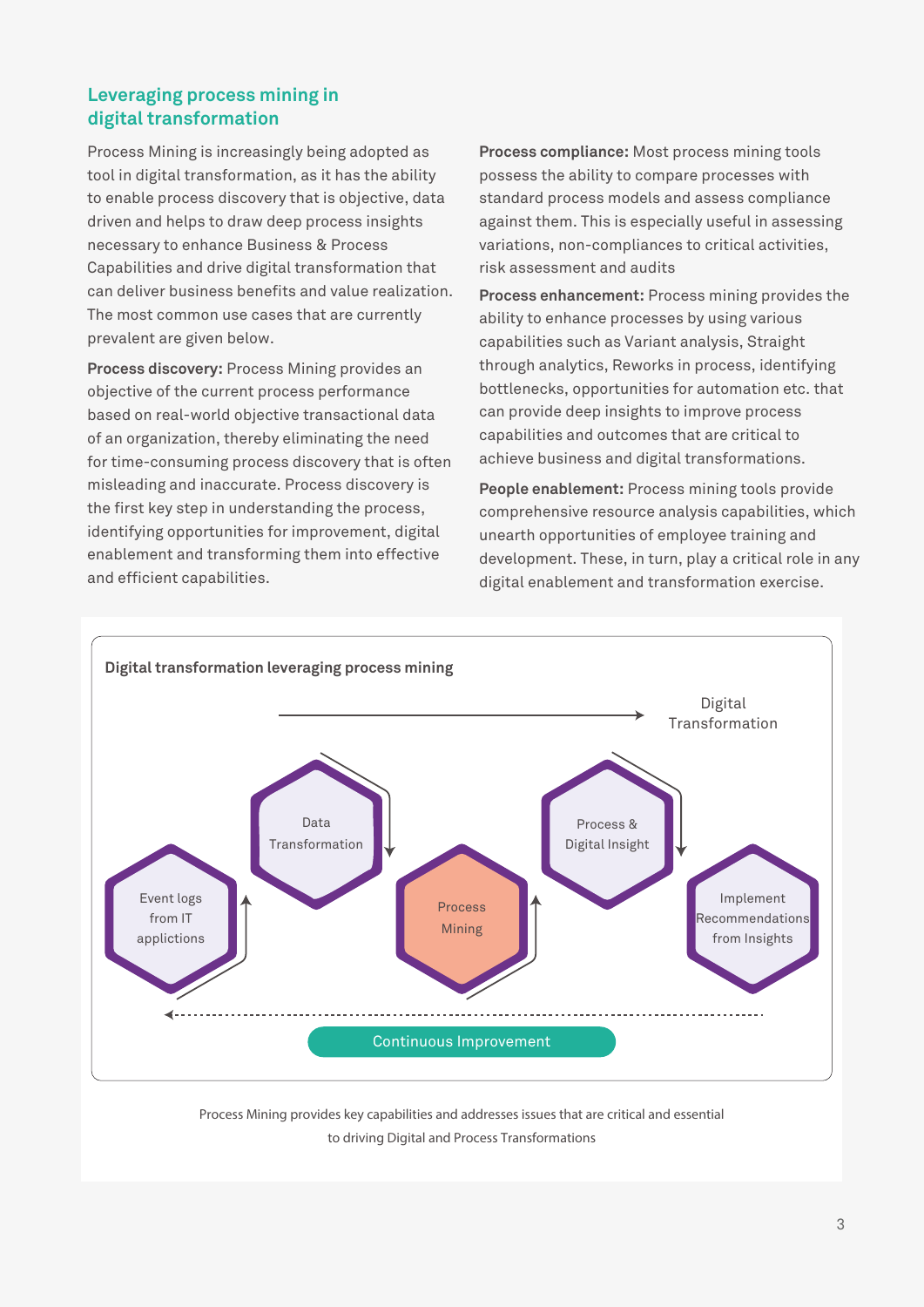## Leveraging process mining in digital transformation

Process Mining is increasingly being adopted as tool in digital transformation, as it has the ability to enable process discovery that is objective, data driven and helps to draw deep process insights necessary to enhance Business & Process Capabilities and drive digital transformation that can deliver business benefits and value realization. The most common use cases that are currently prevalent are given below.

**Process discovery:** Process Mining provides an objective of the current process performance based on real-world objective transactional data of an organization, thereby eliminating the need for time-consuming process discovery that is often misleading and inaccurate. Process discovery is the first key step in understanding the process, identifying opportunities for improvement, digital enablement and transforming them into effective and efficient capabilities.

**Process compliance:** Most process mining tools possess the ability to compare processes with standard process models and assess compliance against them. This is especially useful in assessing variations, non-compliances to critical activities, risk assessment and audits

**Process enhancement:** Process mining provides the ability to enhance processes by using various capabilities such as Variant analysis, Straight through analytics, Reworks in process, identifying bottlenecks, opportunities for automation etc. that can provide deep insights to improve process capabilities and outcomes that are critical to achieve business and digital transformations.

**People enablement:** Process mining tools provide comprehensive resource analysis capabilities, which unearth opportunities of employee training and development. These, in turn, play a critical role in any digital enablement and transformation exercise.

**Digital transformation leveraging process mining**

Digital Transformation

Event logs from IT applictions → Data Transformation → Process Mining → Process & Digital Insight → Implement Recommendations from Insights

Continuous Improvement

Process Mining provides key capabilities and addresses issues that are critical and essential to driving Digital and Process Transformations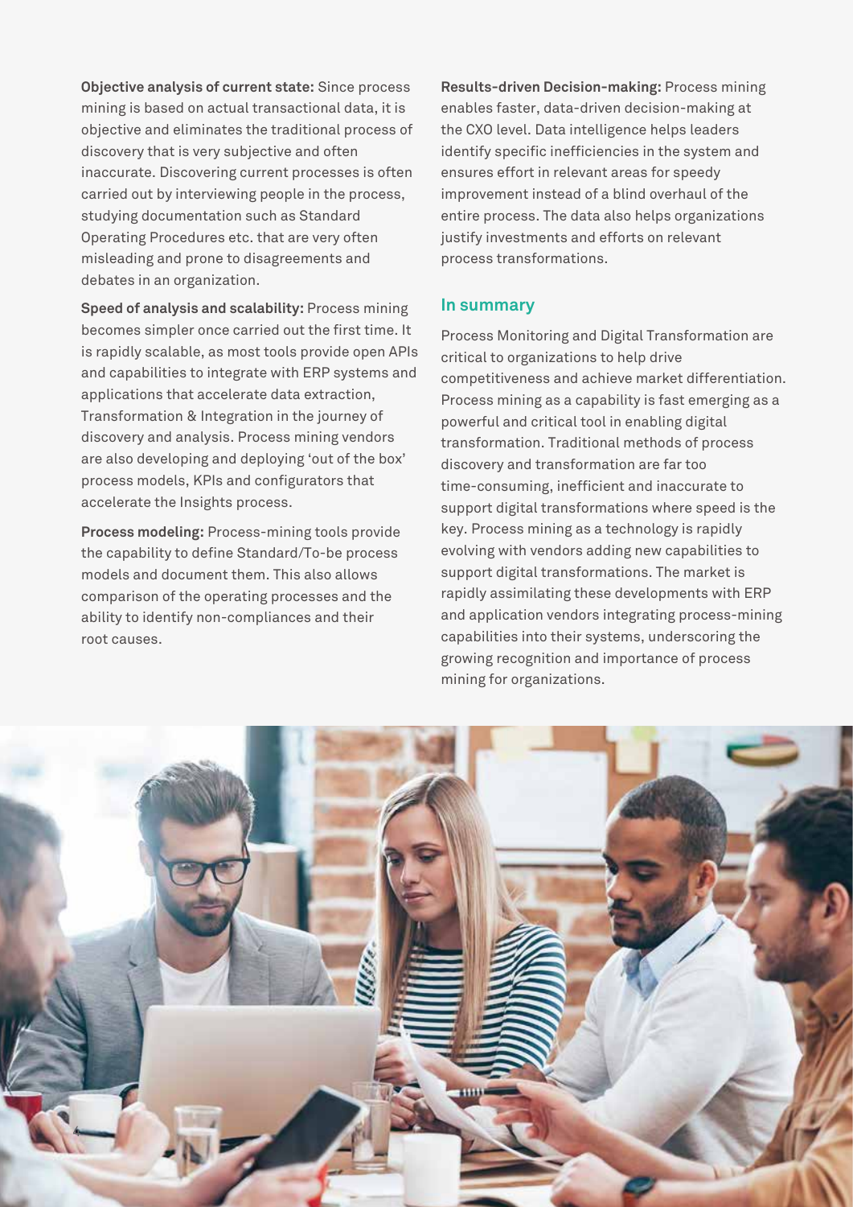**Objective analysis of current state:** Since process mining is based on actual transactional data, it is objective and eliminates the traditional process of discovery that is very subjective and often inaccurate. Discovering current processes is often carried out by interviewing people in the process, studying documentation such as Standard Operating Procedures etc. that are very often misleading and prone to disagreements and debates in an organization.

**Speed of analysis and scalability:** Process mining becomes simpler once carried out the first time. It is rapidly scalable, as most tools provide open APIs and capabilities to integrate with ERP systems and applications that accelerate data extraction, Transformation & Integration in the journey of discovery and analysis. Process mining vendors are also developing and deploying 'out of the box' process models, KPIs and configurators that accelerate the Insights process.

**Process modeling:** Process-mining tools provide the capability to define Standard/To-be process models and document them. This also allows comparison of the operating processes and the ability to identify non-compliances and their root causes.

**Results-driven Decision-making:** Process mining enables faster, data-driven decision-making at the CXO level. Data intelligence helps leaders identify specific inefficiencies in the system and ensures effort in relevant areas for speedy improvement instead of a blind overhaul of the entire process. The data also helps organizations justify investments and efforts on relevant process transformations.

## In summary

Process Monitoring and Digital Transformation are critical to organizations to help drive competitiveness and achieve market differentiation. Process mining as a capability is fast emerging as a powerful and critical tool in enabling digital transformation. Traditional methods of process discovery and transformation are far too time-consuming, inefficient and inaccurate to support digital transformations where speed is the key. Process mining as a technology is rapidly evolving with vendors adding new capabilities to support digital transformations. The market is rapidly assimilating these developments with ERP and application vendors integrating process-mining capabilities into their systems, underscoring the growing recognition and importance of process mining for organizations.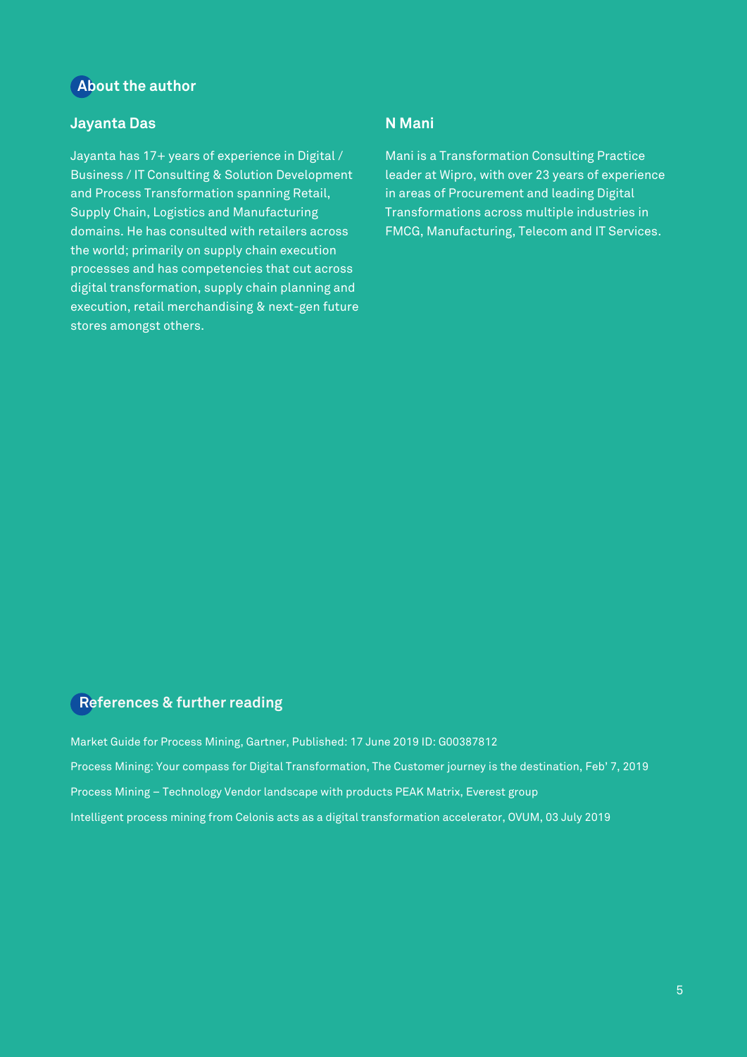## About the author

### Jayanta Das

Jayanta has 17+ years of experience in Digital / Business / IT Consulting & Solution Development and Process Transformation spanning Retail, Supply Chain, Logistics and Manufacturing domains. He has consulted with retailers across the world; primarily on supply chain execution processes and has competencies that cut across digital transformation, supply chain planning and execution, retail merchandising & next-gen future stores amongst others.

### N Mani

Mani is a Transformation Consulting Practice leader at Wipro, with over 23 years of experience in areas of Procurement and leading Digital Transformations across multiple industries in FMCG, Manufacturing, Telecom and IT Services.

## References & further reading

Market Guide for Process Mining, Gartner, Published: 17 June 2019 ID: G00387812

Process Mining: Your compass for Digital Transformation, The Customer journey is the destination, Feb' 7, 2019

Process Mining – Technology Vendor landscape with products PEAK Matrix, Everest group

Intelligent process mining from Celonis acts as a digital transformation accelerator, OVUM, 03 July 2019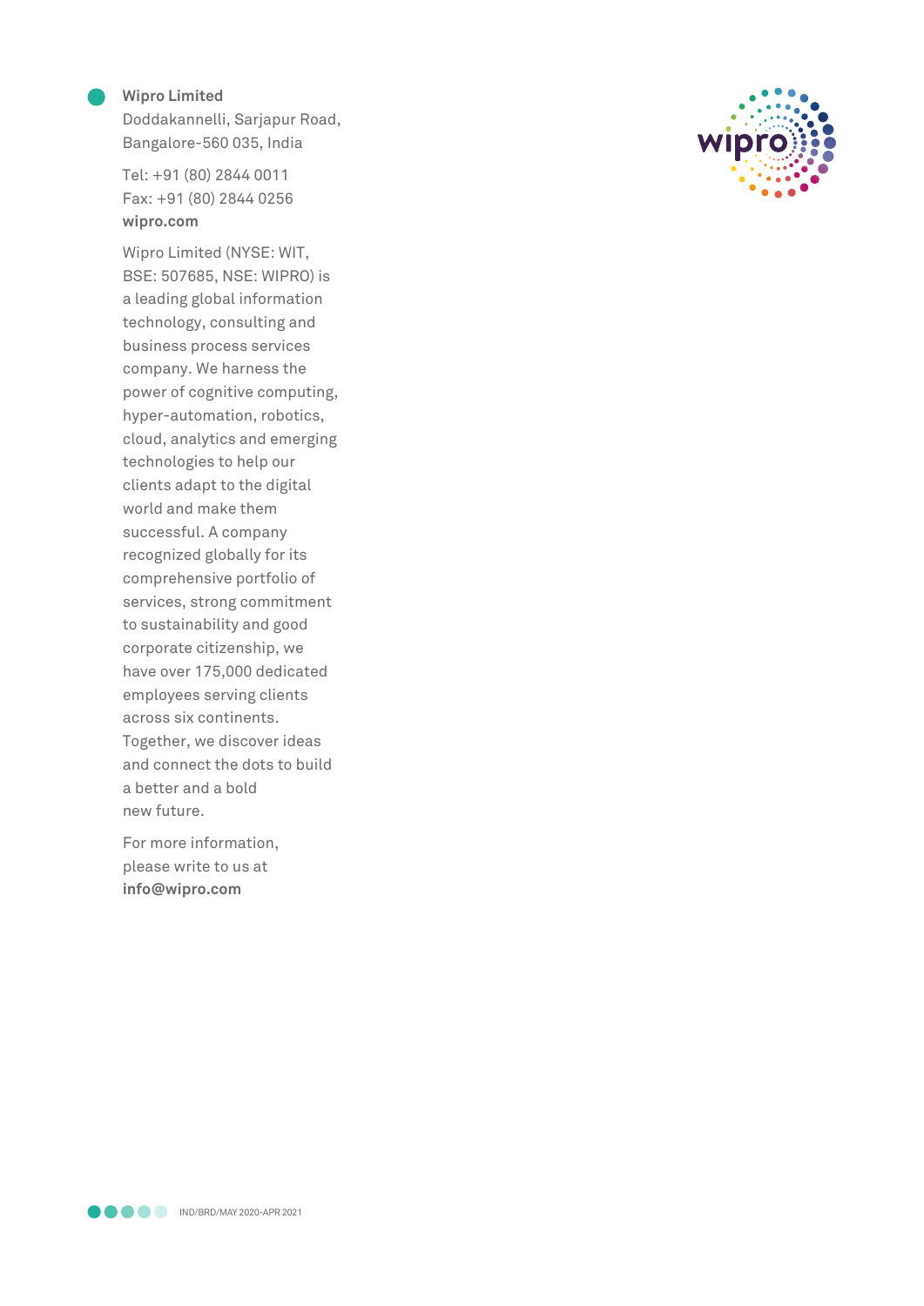**Wipro Limited**
Doddakannelli, Sarjapur Road,
Bangalore-560 035, India

Tel: +91 (80) 2844 0011
Fax: +91 (80) 2844 0256
**wipro.com**

Wipro Limited (NYSE: WIT, BSE: 507685, NSE: WIPRO) is a leading global information technology, consulting and business process services company. We harness the power of cognitive computing, hyper-automation, robotics, cloud, analytics and emerging technologies to help our clients adapt to the digital world and make them successful. A company recognized globally for its comprehensive portfolio of services, strong commitment to sustainability and good corporate citizenship, we have over 175,000 dedicated employees serving clients across six continents. Together, we discover ideas and connect the dots to build a better and a bold new future.

For more information, please write to us at **info@wipro.com**

IND/BRD/MAY 2020-APR 2021